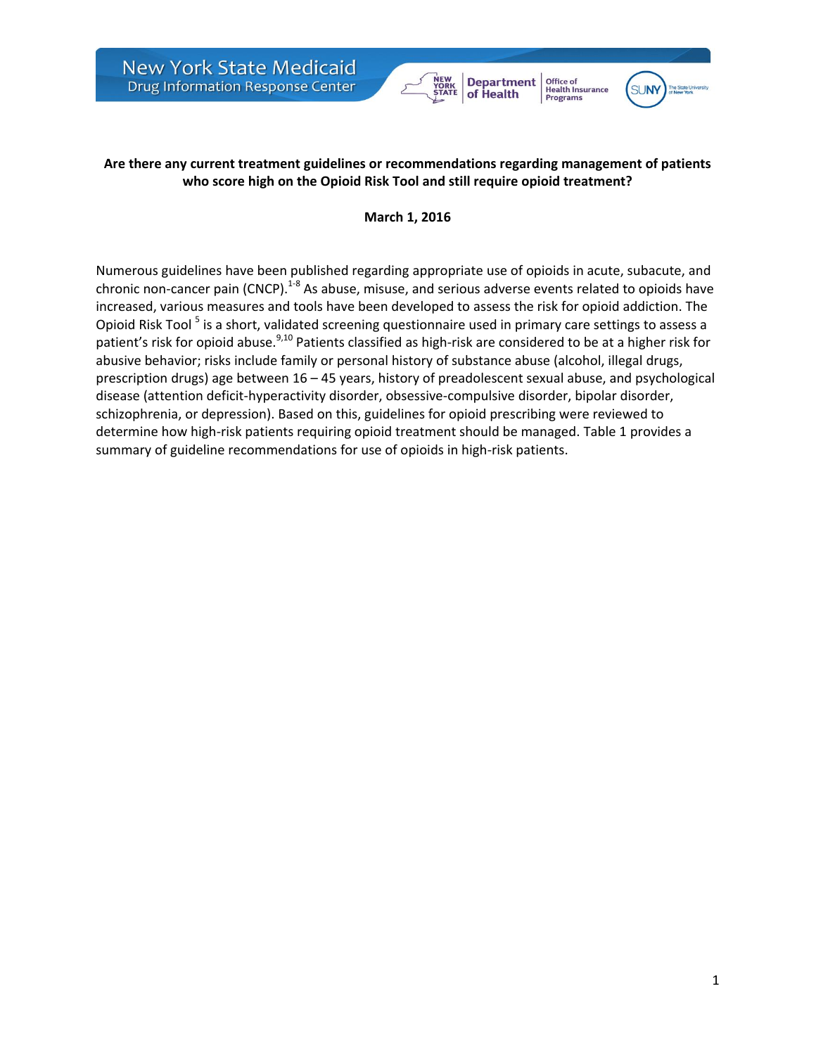**Are there any current treatment guidelines or recommendations regarding management of patients who score high on the Opioid Risk Tool and still require opioid treatment?**

**March 1, 2016**

Numerous guidelines have been published regarding appropriate use of opioids in acute, subacute, and chronic non-cancer pain (CNCP).[1-8] As abuse, misuse, and serious adverse events related to opioids have increased, various measures and tools have been developed to assess the risk for opioid addiction. The Opioid Risk Tool [5] is a short, validated screening questionnaire used in primary care settings to assess a patient's risk for opioid abuse.[9,10] Patients classified as high-risk are considered to be at a higher risk for abusive behavior; risks include family or personal history of substance abuse (alcohol, illegal drugs, prescription drugs) age between 16 – 45 years, history of preadolescent sexual abuse, and psychological disease (attention deficit-hyperactivity disorder, obsessive-compulsive disorder, bipolar disorder, schizophrenia, or depression). Based on this, guidelines for opioid prescribing were reviewed to determine how high-risk patients requiring opioid treatment should be managed. Table 1 provides a summary of guideline recommendations for use of opioids in high-risk patients.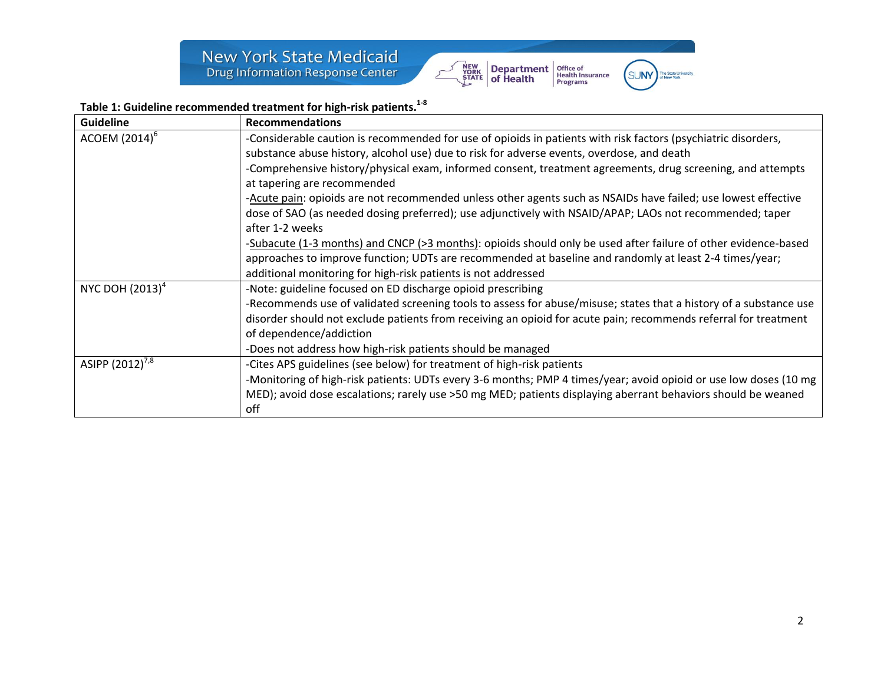**Table 1: Guideline recommended treatment for high-risk patients.[1-8]**

| Guideline | Recommendations |
|---|---|
| ACOEM (2014)[6] | -Considerable caution is recommended for use of opioids in patients with risk factors (psychiatric disorders, substance abuse history, alcohol use) due to risk for adverse events, overdose, and death<br>-Comprehensive history/physical exam, informed consent, treatment agreements, drug screening, and attempts at tapering are recommended<br>-Acute pain: opioids are not recommended unless other agents such as NSAIDs have failed; use lowest effective dose of SAO (as needed dosing preferred); use adjunctively with NSAID/APAP; LAOs not recommended; taper after 1-2 weeks<br>-Subacute (1-3 months) and CNCP (>3 months): opioids should only be used after failure of other evidence-based approaches to improve function; UDTs are recommended at baseline and randomly at least 2-4 times/year; additional monitoring for high-risk patients is not addressed |
| NYC DOH (2013)[4] | -Note: guideline focused on ED discharge opioid prescribing<br>-Recommends use of validated screening tools to assess for abuse/misuse; states that a history of a substance use disorder should not exclude patients from receiving an opioid for acute pain; recommends referral for treatment of dependence/addiction<br>-Does not address how high-risk patients should be managed |
| ASIPP (2012)[7,8] | -Cites APS guidelines (see below) for treatment of high-risk patients<br>-Monitoring of high-risk patients: UDTs every 3-6 months; PMP 4 times/year; avoid opioid or use low doses (10 mg MED); avoid dose escalations; rarely use >50 mg MED; patients displaying aberrant behaviors should be weaned off |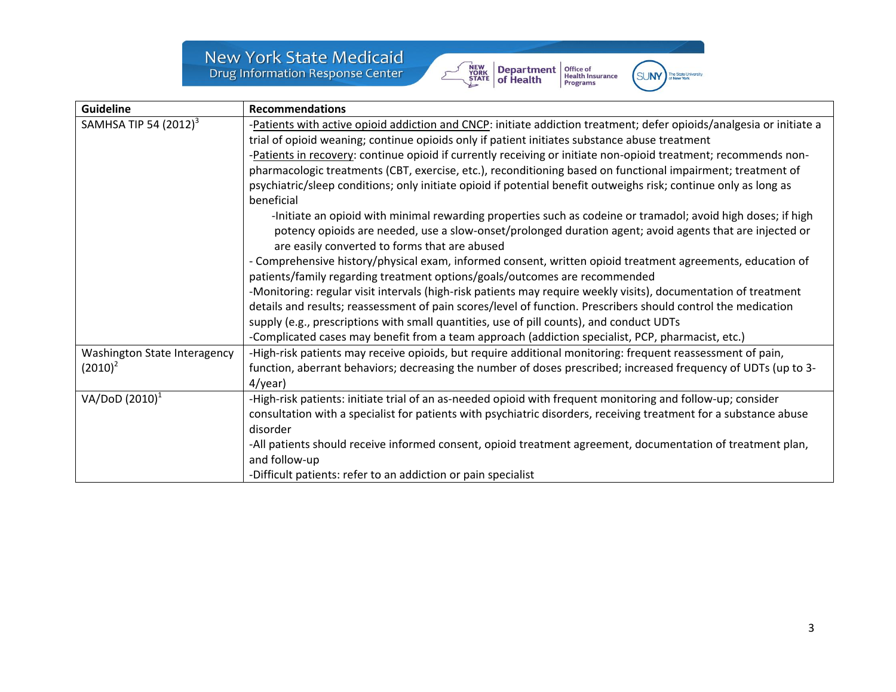| Guideline | Recommendations |
|---|---|
| SAMHSA TIP 54 (2012)[3] | -Patients with active opioid addiction and CNCP: initiate addiction treatment; defer opioids/analgesia or initiate a trial of opioid weaning; continue opioids only if patient initiates substance abuse treatment<br>-Patients in recovery: continue opioid if currently receiving or initiate non-opioid treatment; recommends non-pharmacologic treatments (CBT, exercise, etc.), reconditioning based on functional impairment; treatment of psychiatric/sleep conditions; only initiate opioid if potential benefit outweighs risk; continue only as long as beneficial<br>-Initiate an opioid with minimal rewarding properties such as codeine or tramadol; avoid high doses; if high potency opioids are needed, use a slow-onset/prolonged duration agent; avoid agents that are injected or are easily converted to forms that are abused<br>- Comprehensive history/physical exam, informed consent, written opioid treatment agreements, education of patients/family regarding treatment options/goals/outcomes are recommended<br>-Monitoring: regular visit intervals (high-risk patients may require weekly visits), documentation of treatment details and results; reassessment of pain scores/level of function. Prescribers should control the medication supply (e.g., prescriptions with small quantities, use of pill counts), and conduct UDTs<br>-Complicated cases may benefit from a team approach (addiction specialist, PCP, pharmacist, etc.) |
| Washington State Interagency (2010)[2] | -High-risk patients may receive opioids, but require additional monitoring: frequent reassessment of pain, function, aberrant behaviors; decreasing the number of doses prescribed; increased frequency of UDTs (up to 3-4/year) |
| VA/DoD (2010)[1] | -High-risk patients: initiate trial of an as-needed opioid with frequent monitoring and follow-up; consider consultation with a specialist for patients with psychiatric disorders, receiving treatment for a substance abuse disorder<br>-All patients should receive informed consent, opioid treatment agreement, documentation of treatment plan, and follow-up<br>-Difficult patients: refer to an addiction or pain specialist |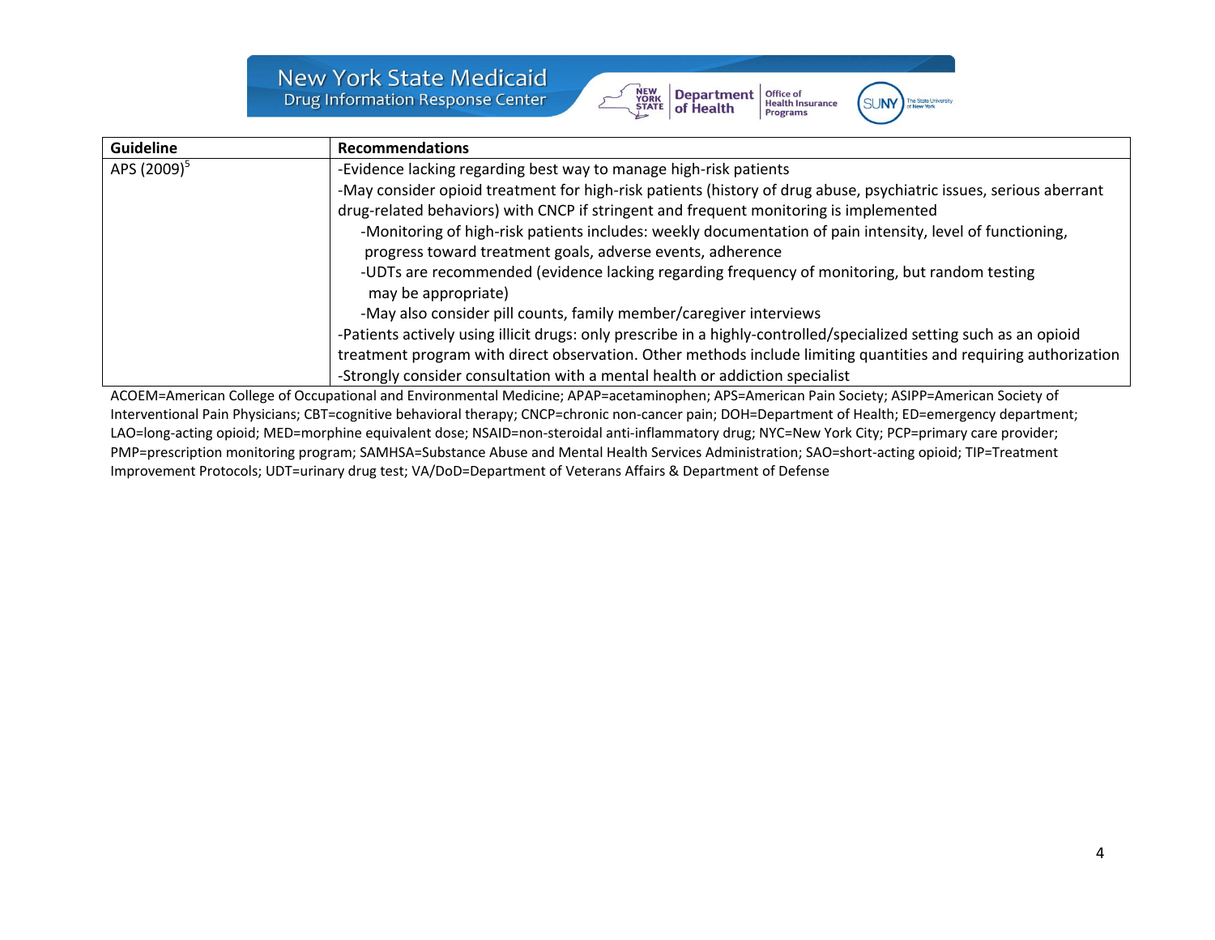| Guideline | Recommendations |
| --- | --- |
| APS (2009)[5] | -Evidence lacking regarding best way to manage high-risk patients<br>-May consider opioid treatment for high-risk patients (history of drug abuse, psychiatric issues, serious aberrant drug-related behaviors) with CNCP if stringent and frequent monitoring is implemented<br>&nbsp;&nbsp;&nbsp;&nbsp;-Monitoring of high-risk patients includes: weekly documentation of pain intensity, level of functioning, progress toward treatment goals, adverse events, adherence<br>&nbsp;&nbsp;&nbsp;&nbsp;-UDTs are recommended (evidence lacking regarding frequency of monitoring, but random testing may be appropriate)<br>&nbsp;&nbsp;&nbsp;&nbsp;-May also consider pill counts, family member/caregiver interviews<br>-Patients actively using illicit drugs: only prescribe in a highly-controlled/specialized setting such as an opioid treatment program with direct observation. Other methods include limiting quantities and requiring authorization<br>-Strongly consider consultation with a mental health or addiction specialist |

ACOEM=American College of Occupational and Environmental Medicine; APAP=acetaminophen; APS=American Pain Society; ASIPP=American Society of Interventional Pain Physicians; CBT=cognitive behavioral therapy; CNCP=chronic non-cancer pain; DOH=Department of Health; ED=emergency department; LAO=long-acting opioid; MED=morphine equivalent dose; NSAID=non-steroidal anti-inflammatory drug; NYC=New York City; PCP=primary care provider; PMP=prescription monitoring program; SAMHSA=Substance Abuse and Mental Health Services Administration; SAO=short-acting opioid; TIP=Treatment Improvement Protocols; UDT=urinary drug test; VA/DoD=Department of Veterans Affairs & Department of Defense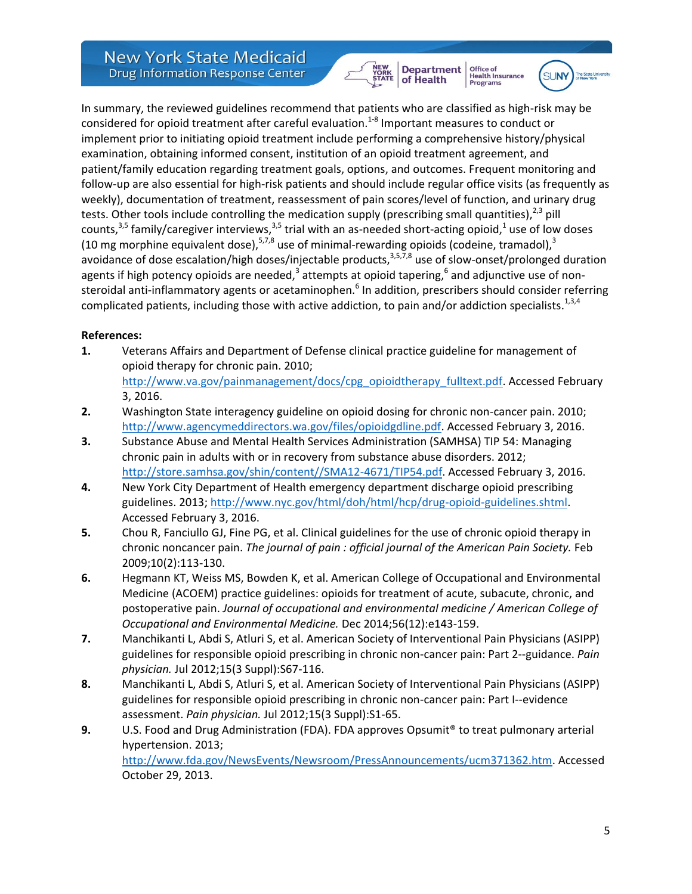In summary, the reviewed guidelines recommend that patients who are classified as high-risk may be considered for opioid treatment after careful evaluation.[1-8] Important measures to conduct or implement prior to initiating opioid treatment include performing a comprehensive history/physical examination, obtaining informed consent, institution of an opioid treatment agreement, and patient/family education regarding treatment goals, options, and outcomes. Frequent monitoring and follow-up are also essential for high-risk patients and should include regular office visits (as frequently as weekly), documentation of treatment, reassessment of pain scores/level of function, and urinary drug tests. Other tools include controlling the medication supply (prescribing small quantities),[2,3] pill counts,[3,5] family/caregiver interviews,[3,5] trial with an as-needed short-acting opioid,[1] use of low doses (10 mg morphine equivalent dose),[5,7,8] use of minimal-rewarding opioids (codeine, tramadol),[3] avoidance of dose escalation/high doses/injectable products,[3,5,7,8] use of slow-onset/prolonged duration agents if high potency opioids are needed,[3] attempts at opioid tapering,[6] and adjunctive use of non-steroidal anti-inflammatory agents or acetaminophen.[6] In addition, prescribers should consider referring complicated patients, including those with active addiction, to pain and/or addiction specialists.[1,3,4]

**References:**

1. Veterans Affairs and Department of Defense clinical practice guideline for management of opioid therapy for chronic pain. 2010; http://www.va.gov/painmanagement/docs/cpg_opioidtherapy_fulltext.pdf. Accessed February 3, 2016.
2. Washington State interagency guideline on opioid dosing for chronic non-cancer pain. 2010; http://www.agencymeddirectors.wa.gov/files/opioidgdline.pdf. Accessed February 3, 2016.
3. Substance Abuse and Mental Health Services Administration (SAMHSA) TIP 54: Managing chronic pain in adults with or in recovery from substance abuse disorders. 2012; http://store.samhsa.gov/shin/content//SMA12-4671/TIP54.pdf. Accessed February 3, 2016.
4. New York City Department of Health emergency department discharge opioid prescribing guidelines. 2013; http://www.nyc.gov/html/doh/html/hcp/drug-opioid-guidelines.shtml. Accessed February 3, 2016.
5. Chou R, Fanciullo GJ, Fine PG, et al. Clinical guidelines for the use of chronic opioid therapy in chronic noncancer pain. *The journal of pain : official journal of the American Pain Society.* Feb 2009;10(2):113-130.
6. Hegmann KT, Weiss MS, Bowden K, et al. American College of Occupational and Environmental Medicine (ACOEM) practice guidelines: opioids for treatment of acute, subacute, chronic, and postoperative pain. *Journal of occupational and environmental medicine / American College of Occupational and Environmental Medicine.* Dec 2014;56(12):e143-159.
7. Manchikanti L, Abdi S, Atluri S, et al. American Society of Interventional Pain Physicians (ASIPP) guidelines for responsible opioid prescribing in chronic non-cancer pain: Part 2--guidance. *Pain physician.* Jul 2012;15(3 Suppl):S67-116.
8. Manchikanti L, Abdi S, Atluri S, et al. American Society of Interventional Pain Physicians (ASIPP) guidelines for responsible opioid prescribing in chronic non-cancer pain: Part I--evidence assessment. *Pain physician.* Jul 2012;15(3 Suppl):S1-65.
9. U.S. Food and Drug Administration (FDA). FDA approves Opsumit® to treat pulmonary arterial hypertension. 2013; http://www.fda.gov/NewsEvents/Newsroom/PressAnnouncements/ucm371362.htm. Accessed October 29, 2013.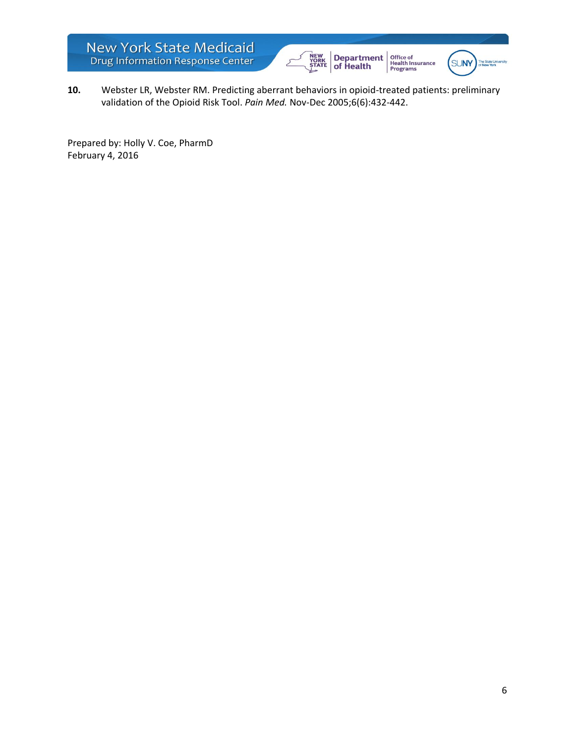10. Webster LR, Webster RM. Predicting aberrant behaviors in opioid-treated patients: preliminary validation of the Opioid Risk Tool. *Pain Med.* Nov-Dec 2005;6(6):432-442.

Prepared by: Holly V. Coe, PharmD
February 4, 2016